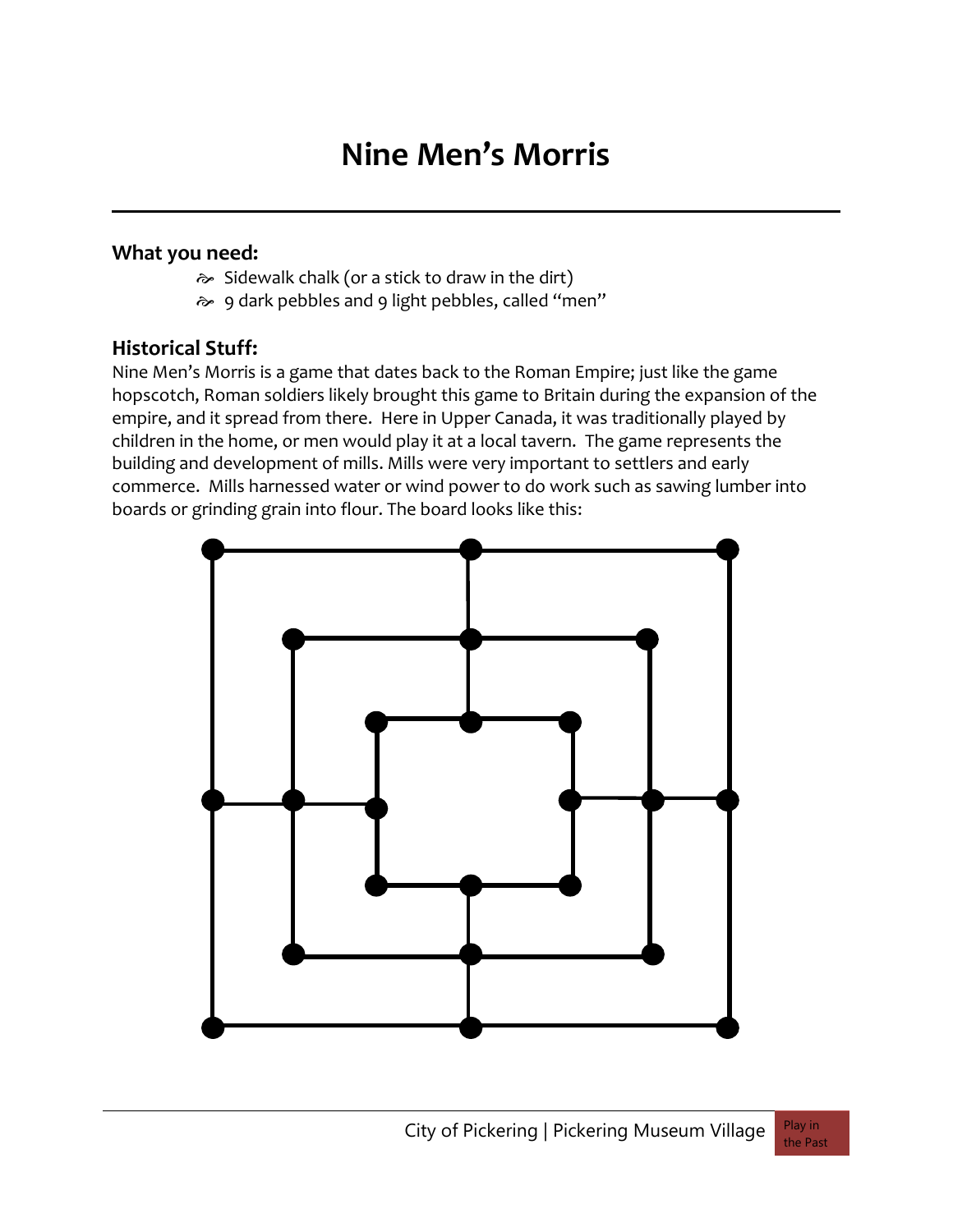# Nine Men's Morris

## What you need:

- Sidewalk chalk (or a stick to draw in the dirt)
- 9 dark pebbles and 9 light pebbles, called "men"

## Historical Stuff:

Nine Men's Morris is a game that dates back to the Roman Empire; just like the game hopscotch, Roman soldiers likely brought this game to Britain during the expansion of the empire, and it spread from there. Here in Upper Canada, it was traditionally played by children in the home, or men would play it at a local tavern. The game represents the building and development of mills. Mills were very important to settlers and early commerce. Mills harnessed water or wind power to do work such as sawing lumber into boards or grinding grain into flour. The board looks like this: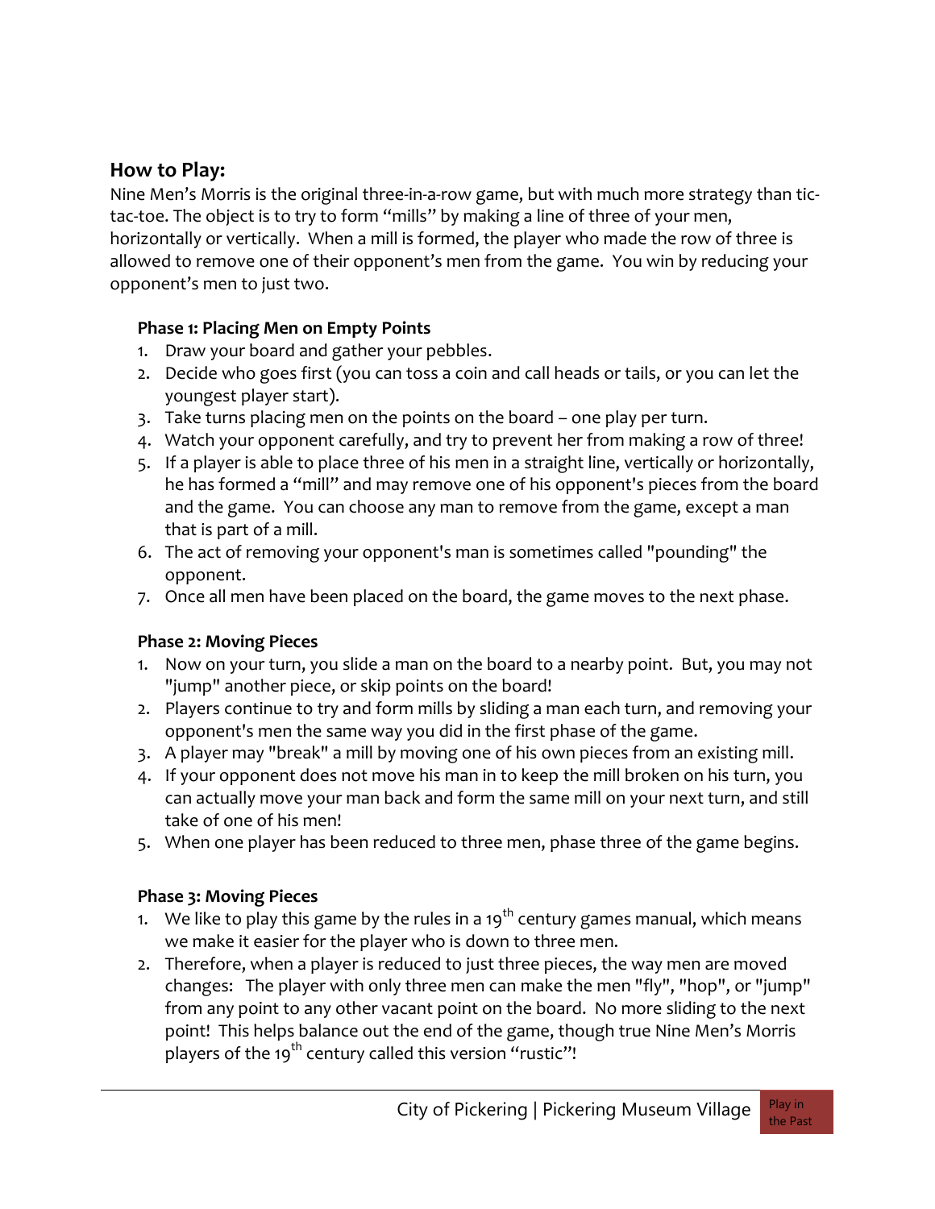## How to Play:

Nine Men's Morris is the original three-in-a-row game, but with much more strategy than tic-tac-toe. The object is to try to form "mills" by making a line of three of your men, horizontally or vertically. When a mill is formed, the player who made the row of three is allowed to remove one of their opponent's men from the game. You win by reducing your opponent's men to just two.

### Phase 1: Placing Men on Empty Points

1. Draw your board and gather your pebbles.
2. Decide who goes first (you can toss a coin and call heads or tails, or you can let the youngest player start).
3. Take turns placing men on the points on the board – one play per turn.
4. Watch your opponent carefully, and try to prevent her from making a row of three!
5. If a player is able to place three of his men in a straight line, vertically or horizontally, he has formed a "mill" and may remove one of his opponent's pieces from the board and the game. You can choose any man to remove from the game, except a man that is part of a mill.
6. The act of removing your opponent's man is sometimes called "pounding" the opponent.
7. Once all men have been placed on the board, the game moves to the next phase.

### Phase 2: Moving Pieces

1. Now on your turn, you slide a man on the board to a nearby point. But, you may not "jump" another piece, or skip points on the board!
2. Players continue to try and form mills by sliding a man each turn, and removing your opponent's men the same way you did in the first phase of the game.
3. A player may "break" a mill by moving one of his own pieces from an existing mill.
4. If your opponent does not move his man in to keep the mill broken on his turn, you can actually move your man back and form the same mill on your next turn, and still take of one of his men!
5. When one player has been reduced to three men, phase three of the game begins.

### Phase 3: Moving Pieces

1. We like to play this game by the rules in a 19th century games manual, which means we make it easier for the player who is down to three men.
2. Therefore, when a player is reduced to just three pieces, the way men are moved changes: The player with only three men can make the men "fly", "hop", or "jump" from any point to any other vacant point on the board. No more sliding to the next point! This helps balance out the end of the game, though true Nine Men's Morris players of the 19th century called this version "rustic"!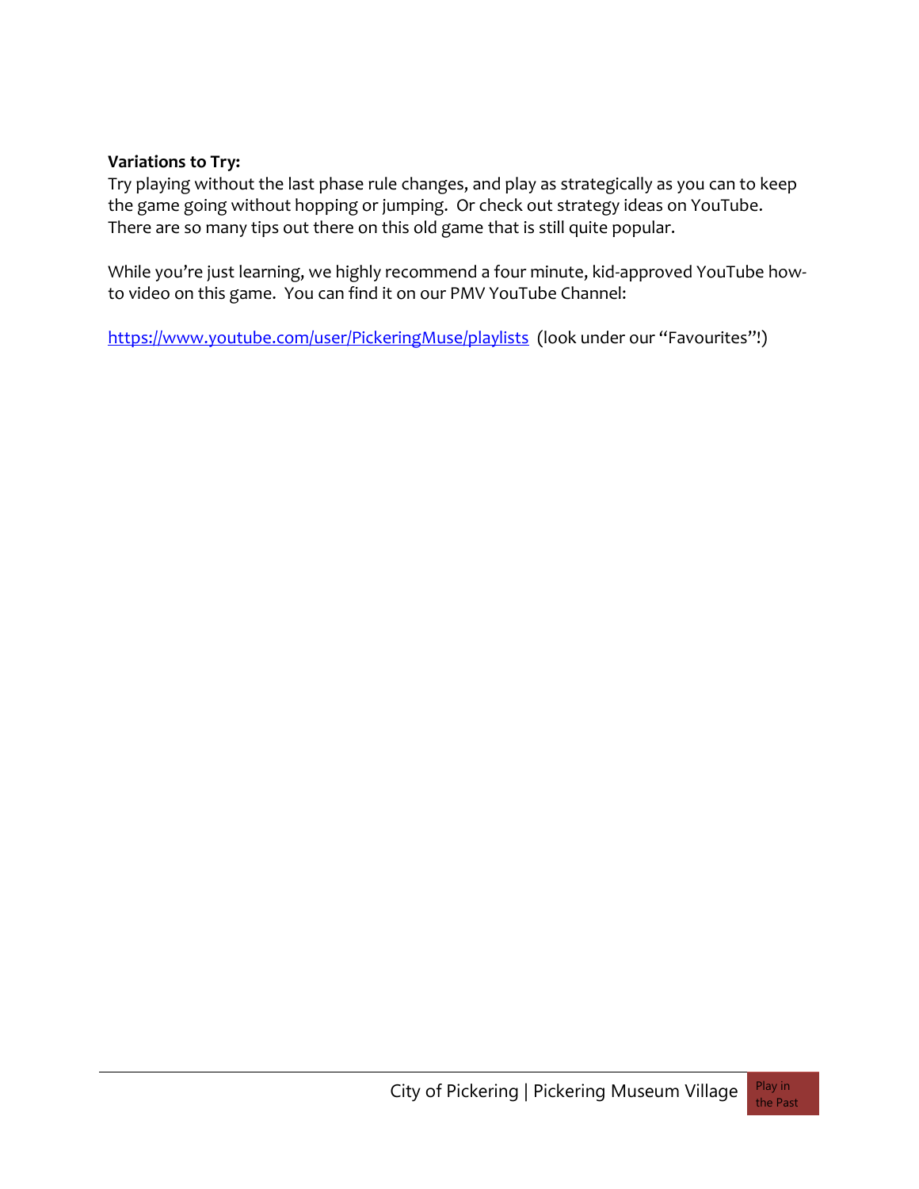**Variations to Try:**
Try playing without the last phase rule changes, and play as strategically as you can to keep the game going without hopping or jumping. Or check out strategy ideas on YouTube. There are so many tips out there on this old game that is still quite popular.

While you're just learning, we highly recommend a four minute, kid-approved YouTube how-to video on this game. You can find it on our PMV YouTube Channel:

https://www.youtube.com/user/PickeringMuse/playlists (look under our "Favourites"!)